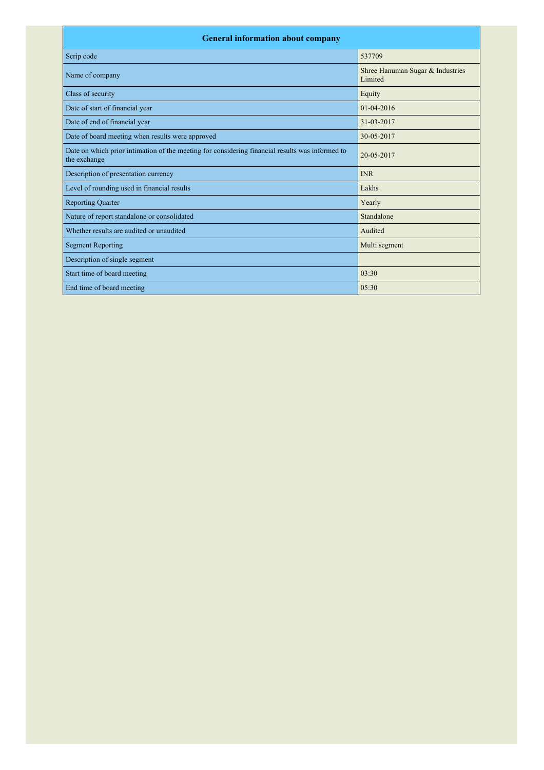| General information about company | |
|---|---|
| Scrip code | 537709 |
| Name of company | Shree Hanuman Sugar & Industries Limited |
| Class of security | Equity |
| Date of start of financial year | 01-04-2016 |
| Date of end of financial year | 31-03-2017 |
| Date of board meeting when results were approved | 30-05-2017 |
| Date on which prior intimation of the meeting for considering financial results was informed to the exchange | 20-05-2017 |
| Description of presentation currency | INR |
| Level of rounding used in financial results | Lakhs |
| Reporting Quarter | Yearly |
| Nature of report standalone or consolidated | Standalone |
| Whether results are audited or unaudited | Audited |
| Segment Reporting | Multi segment |
| Description of single segment | |
| Start time of board meeting | 03:30 |
| End time of board meeting | 05:30 |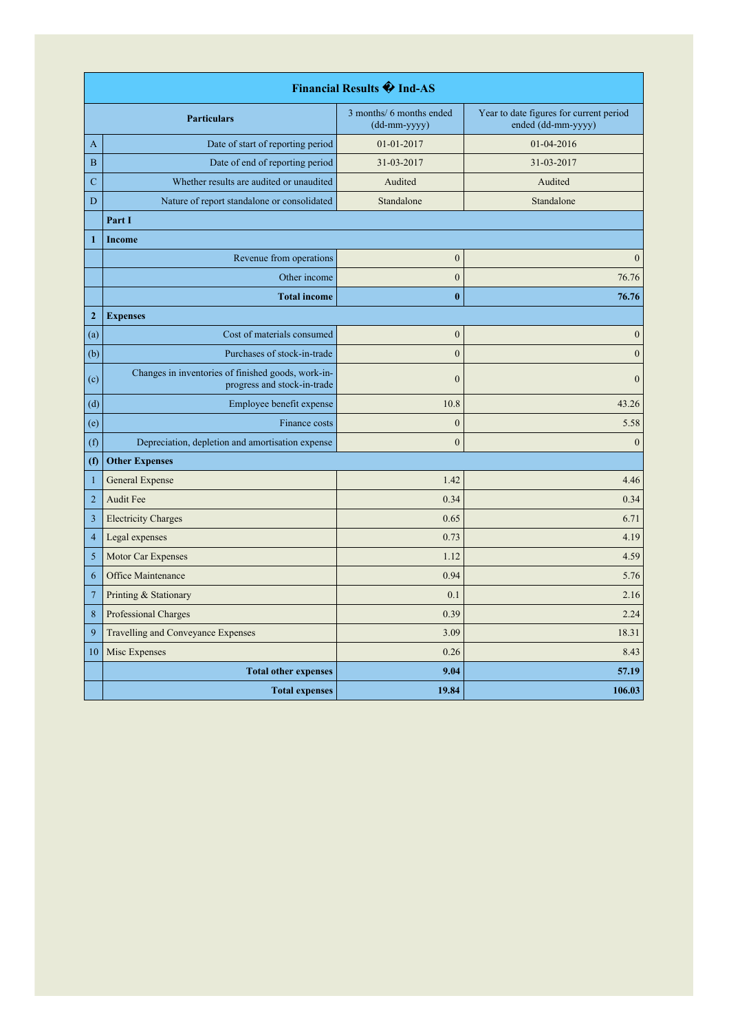| Financial Results � Ind-AS | | | |
|---|---|---|---|
| | **Particulars** | 3 months/ 6 months ended (dd-mm-yyyy) | Year to date figures for current period ended (dd-mm-yyyy) |
| A | Date of start of reporting period | 01-01-2017 | 01-04-2016 |
| B | Date of end of reporting period | 31-03-2017 | 31-03-2017 |
| C | Whether results are audited or unaudited | Audited | Audited |
| D | Nature of report standalone or consolidated | Standalone | Standalone |
| | **Part I** | | |
| **1** | **Income** | | |
| | Revenue from operations | 0 | 0 |
| | Other income | 0 | 76.76 |
| | **Total income** | **0** | **76.76** |
| **2** | **Expenses** | | |
| (a) | Cost of materials consumed | 0 | 0 |
| (b) | Purchases of stock-in-trade | 0 | 0 |
| (c) | Changes in inventories of finished goods, work-in-progress and stock-in-trade | 0 | 0 |
| (d) | Employee benefit expense | 10.8 | 43.26 |
| (e) | Finance costs | 0 | 5.58 |
| (f) | Depreciation, depletion and amortisation expense | 0 | 0 |
| **(f)** | **Other Expenses** | | |
| 1 | General Expense | 1.42 | 4.46 |
| 2 | Audit Fee | 0.34 | 0.34 |
| 3 | Electricity Charges | 0.65 | 6.71 |
| 4 | Legal expenses | 0.73 | 4.19 |
| 5 | Motor Car Expenses | 1.12 | 4.59 |
| 6 | Office Maintenance | 0.94 | 5.76 |
| 7 | Printing & Stationary | 0.1 | 2.16 |
| 8 | Professional Charges | 0.39 | 2.24 |
| 9 | Travelling and Conveyance Expenses | 3.09 | 18.31 |
| 10 | Misc Expenses | 0.26 | 8.43 |
| | **Total other expenses** | **9.04** | **57.19** |
| | **Total expenses** | **19.84** | **106.03** |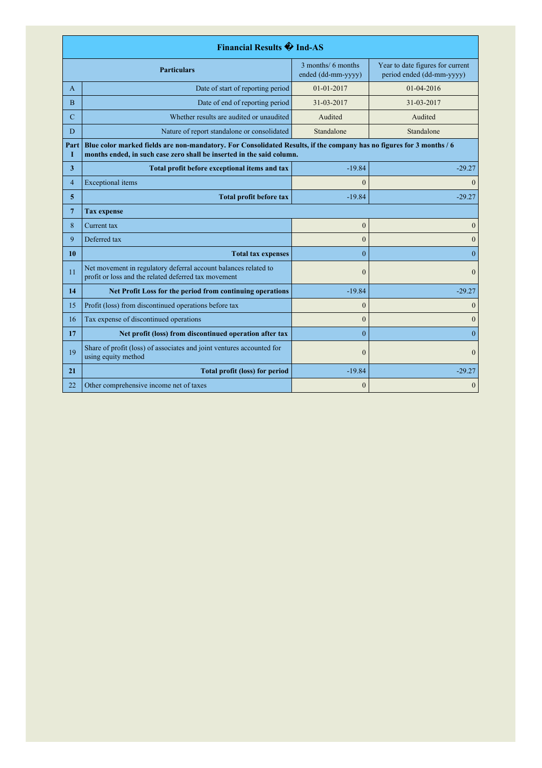| Financial Results � Ind-AS | | | |
|---|---|---|---|
| | **Particulars** | 3 months/ 6 months ended (dd-mm-yyyy) | Year to date figures for current period ended (dd-mm-yyyy) |
| A | Date of start of reporting period | 01-01-2017 | 01-04-2016 |
| B | Date of end of reporting period | 31-03-2017 | 31-03-2017 |
| C | Whether results are audited or unaudited | Audited | Audited |
| D | Nature of report standalone or consolidated | Standalone | Standalone |
| **Part I** | **Blue color marked fields are non-mandatory. For Consolidated Results, if the company has no figures for 3 months / 6 months ended, in such case zero shall be inserted in the said column.** | | |
| **3** | **Total profit before exceptional items and tax** | -19.84 | -29.27 |
| 4 | Exceptional items | 0 | 0 |
| **5** | **Total profit before tax** | -19.84 | -29.27 |
| **7** | **Tax expense** | | |
| 8 | Current tax | 0 | 0 |
| 9 | Deferred tax | 0 | 0 |
| **10** | **Total tax expenses** | 0 | 0 |
| 11 | Net movement in regulatory deferral account balances related to profit or loss and the related deferred tax movement | 0 | 0 |
| **14** | **Net Profit Loss for the period from continuing operations** | -19.84 | -29.27 |
| 15 | Profit (loss) from discontinued operations before tax | 0 | 0 |
| 16 | Tax expense of discontinued operations | 0 | 0 |
| **17** | **Net profit (loss) from discontinued operation after tax** | 0 | 0 |
| 19 | Share of profit (loss) of associates and joint ventures accounted for using equity method | 0 | 0 |
| **21** | **Total profit (loss) for period** | -19.84 | -29.27 |
| 22 | Other comprehensive income net of taxes | 0 | 0 |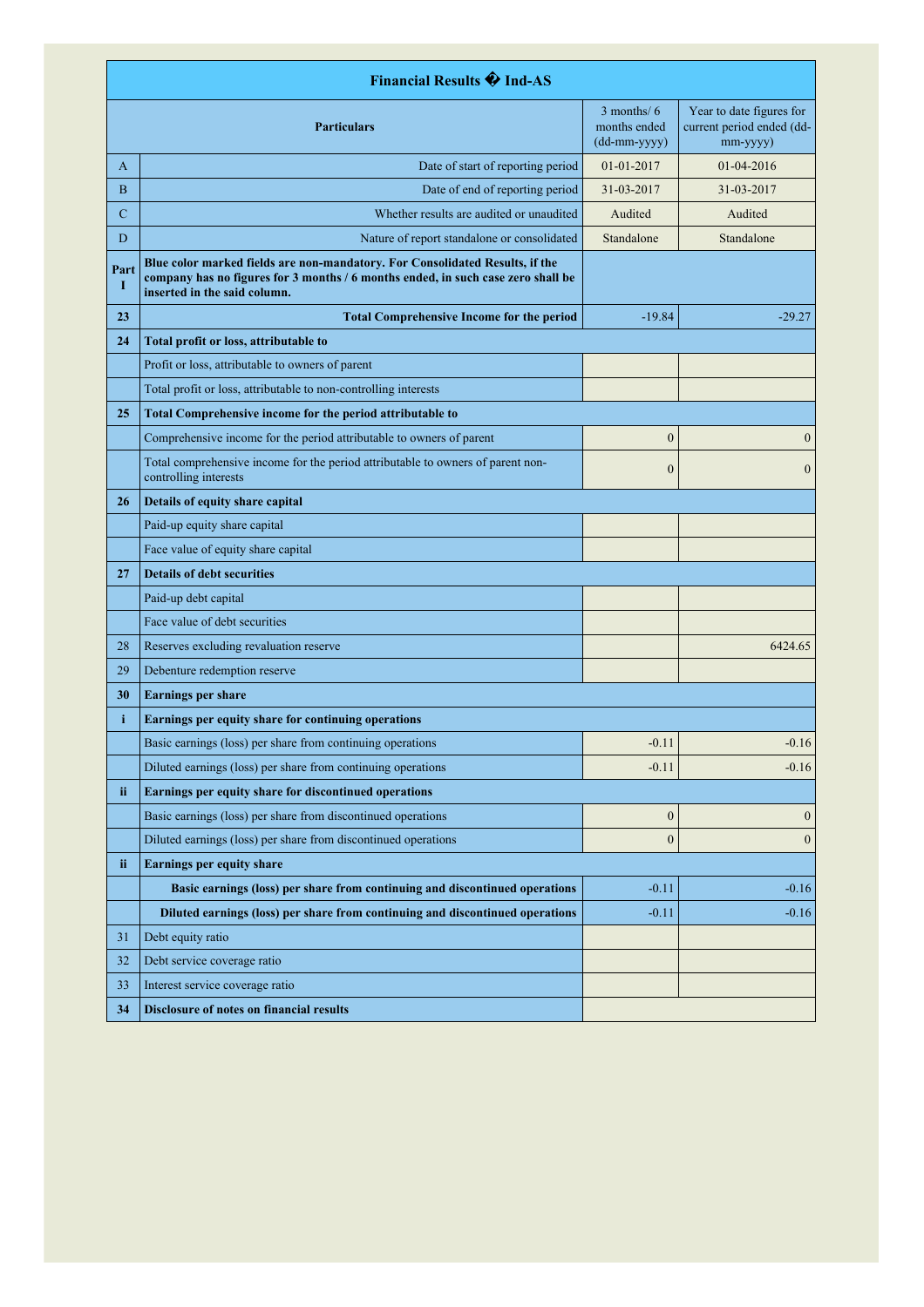| | Financial Results � Ind-AS | | |
|---|---|---|---|
| | **Particulars** | 3 months/ 6 months ended (dd-mm-yyyy) | Year to date figures for current period ended (dd-mm-yyyy) |
| A | Date of start of reporting period | 01-01-2017 | 01-04-2016 |
| B | Date of end of reporting period | 31-03-2017 | 31-03-2017 |
| C | Whether results are audited or unaudited | Audited | Audited |
| D | Nature of report standalone or consolidated | Standalone | Standalone |
| Part I | **Blue color marked fields are non-mandatory. For Consolidated Results, if the company has no figures for 3 months / 6 months ended, in such case zero shall be inserted in the said column.** | | |
| 23 | **Total Comprehensive Income for the period** | -19.84 | -29.27 |
| 24 | **Total profit or loss, attributable to** | | |
| | Profit or loss, attributable to owners of parent | | |
| | Total profit or loss, attributable to non-controlling interests | | |
| 25 | **Total Comprehensive income for the period attributable to** | | |
| | Comprehensive income for the period attributable to owners of parent | 0 | 0 |
| | Total comprehensive income for the period attributable to owners of parent non-controlling interests | 0 | 0 |
| 26 | **Details of equity share capital** | | |
| | Paid-up equity share capital | | |
| | Face value of equity share capital | | |
| 27 | **Details of debt securities** | | |
| | Paid-up debt capital | | |
| | Face value of debt securities | | |
| 28 | Reserves excluding revaluation reserve | | 6424.65 |
| 29 | Debenture redemption reserve | | |
| 30 | **Earnings per share** | | |
| i | **Earnings per equity share for continuing operations** | | |
| | Basic earnings (loss) per share from continuing operations | -0.11 | -0.16 |
| | Diluted earnings (loss) per share from continuing operations | -0.11 | -0.16 |
| ii | **Earnings per equity share for discontinued operations** | | |
| | Basic earnings (loss) per share from discontinued operations | 0 | 0 |
| | Diluted earnings (loss) per share from discontinued operations | 0 | 0 |
| ii | **Earnings per equity share** | | |
| | **Basic earnings (loss) per share from continuing and discontinued operations** | -0.11 | -0.16 |
| | **Diluted earnings (loss) per share from continuing and discontinued operations** | -0.11 | -0.16 |
| 31 | Debt equity ratio | | |
| 32 | Debt service coverage ratio | | |
| 33 | Interest service coverage ratio | | |
| 34 | **Disclosure of notes on financial results** | | |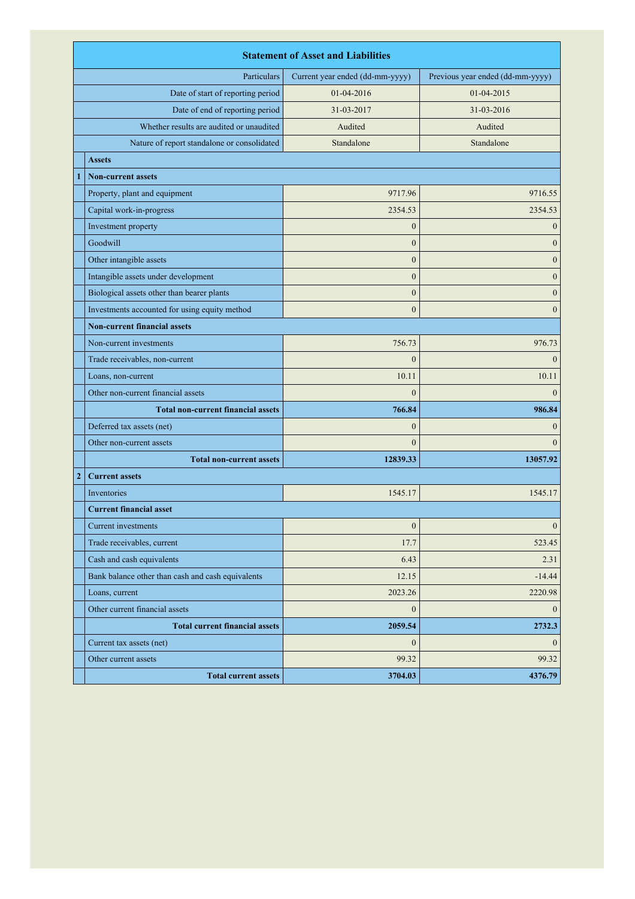| | Statement of Asset and Liabilities | | |
|---|---|---|---|
| | Particulars | Current year ended (dd-mm-yyyy) | Previous year ended (dd-mm-yyyy) |
| | Date of start of reporting period | 01-04-2016 | 01-04-2015 |
| | Date of end of reporting period | 31-03-2017 | 31-03-2016 |
| | Whether results are audited or unaudited | Audited | Audited |
| | Nature of report standalone or consolidated | Standalone | Standalone |
| | **Assets** | | |
| **1** | **Non-current assets** | | |
| | Property, plant and equipment | 9717.96 | 9716.55 |
| | Capital work-in-progress | 2354.53 | 2354.53 |
| | Investment property | 0 | 0 |
| | Goodwill | 0 | 0 |
| | Other intangible assets | 0 | 0 |
| | Intangible assets under development | 0 | 0 |
| | Biological assets other than bearer plants | 0 | 0 |
| | Investments accounted for using equity method | 0 | 0 |
| | **Non-current financial assets** | | |
| | Non-current investments | 756.73 | 976.73 |
| | Trade receivables, non-current | 0 | 0 |
| | Loans, non-current | 10.11 | 10.11 |
| | Other non-current financial assets | 0 | 0 |
| | **Total non-current financial assets** | **766.84** | **986.84** |
| | Deferred tax assets (net) | 0 | 0 |
| | Other non-current assets | 0 | 0 |
| | **Total non-current assets** | **12839.33** | **13057.92** |
| **2** | **Current assets** | | |
| | Inventories | 1545.17 | 1545.17 |
| | **Current financial asset** | | |
| | Current investments | 0 | 0 |
| | Trade receivables, current | 17.7 | 523.45 |
| | Cash and cash equivalents | 6.43 | 2.31 |
| | Bank balance other than cash and cash equivalents | 12.15 | -14.44 |
| | Loans, current | 2023.26 | 2220.98 |
| | Other current financial assets | 0 | 0 |
| | **Total current financial assets** | **2059.54** | **2732.3** |
| | Current tax assets (net) | 0 | 0 |
| | Other current assets | 99.32 | 99.32 |
| | **Total current assets** | **3704.03** | **4376.79** |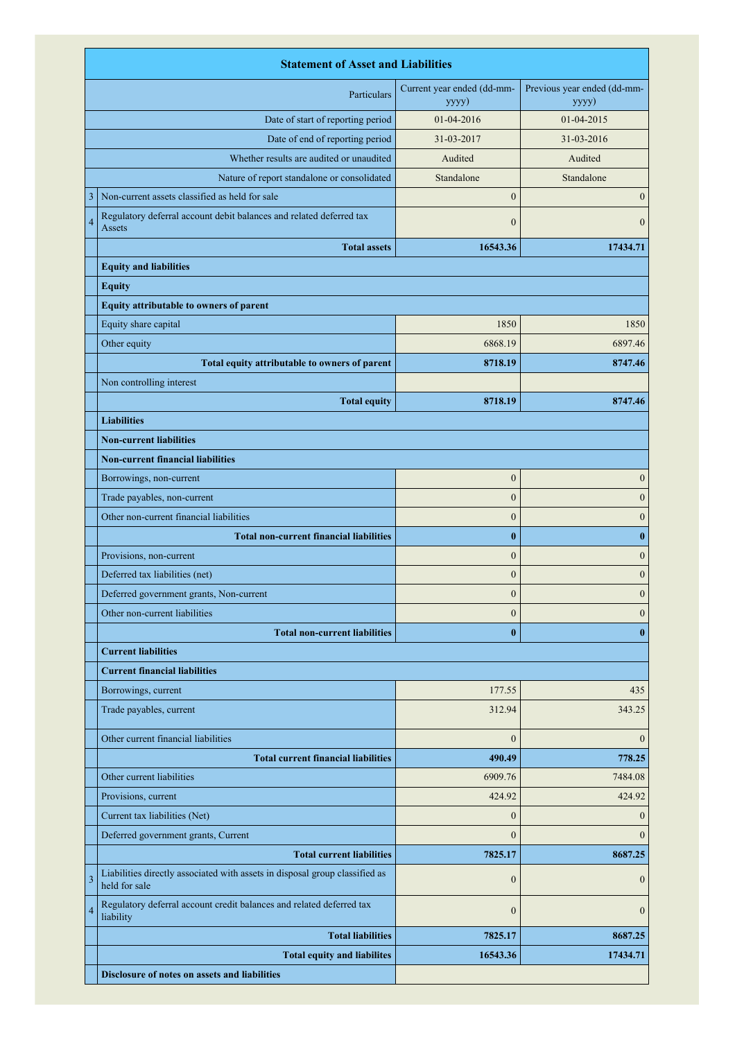| | Statement of Asset and Liabilities | | |
|---|---|---|---|
| | Particulars | Current year ended (dd-mm-yyyy) | Previous year ended (dd-mm-yyyy) |
| | Date of start of reporting period | 01-04-2016 | 01-04-2015 |
| | Date of end of reporting period | 31-03-2017 | 31-03-2016 |
| | Whether results are audited or unaudited | Audited | Audited |
| | Nature of report standalone or consolidated | Standalone | Standalone |
| 3 | Non-current assets classified as held for sale | 0 | 0 |
| 4 | Regulatory deferral account debit balances and related deferred tax Assets | 0 | 0 |
| | **Total assets** | **16543.36** | **17434.71** |
| | **Equity and liabilities** | | |
| | **Equity** | | |
| | **Equity attributable to owners of parent** | | |
| | Equity share capital | 1850 | 1850 |
| | Other equity | 6868.19 | 6897.46 |
| | **Total equity attributable to owners of parent** | **8718.19** | **8747.46** |
| | Non controlling interest | | |
| | **Total equity** | **8718.19** | **8747.46** |
| | **Liabilities** | | |
| | **Non-current liabilities** | | |
| | **Non-current financial liabilities** | | |
| | Borrowings, non-current | 0 | 0 |
| | Trade payables, non-current | 0 | 0 |
| | Other non-current financial liabilities | 0 | 0 |
| | **Total non-current financial liabilities** | **0** | **0** |
| | Provisions, non-current | 0 | 0 |
| | Deferred tax liabilities (net) | 0 | 0 |
| | Deferred government grants, Non-current | 0 | 0 |
| | Other non-current liabilities | 0 | 0 |
| | **Total non-current liabilities** | **0** | **0** |
| | **Current liabilities** | | |
| | **Current financial liabilities** | | |
| | Borrowings, current | 177.55 | 435 |
| | Trade payables, current | 312.94 | 343.25 |
| | Other current financial liabilities | 0 | 0 |
| | **Total current financial liabilities** | **490.49** | **778.25** |
| | Other current liabilities | 6909.76 | 7484.08 |
| | Provisions, current | 424.92 | 424.92 |
| | Current tax liabilities (Net) | 0 | 0 |
| | Deferred government grants, Current | 0 | 0 |
| | **Total current liabilities** | **7825.17** | **8687.25** |
| 3 | Liabilities directly associated with assets in disposal group classified as held for sale | 0 | 0 |
| 4 | Regulatory deferral account credit balances and related deferred tax liability | 0 | 0 |
| | **Total liabilities** | **7825.17** | **8687.25** |
| | **Total equity and liabilites** | **16543.36** | **17434.71** |
| | **Disclosure of notes on assets and liabilities** | | |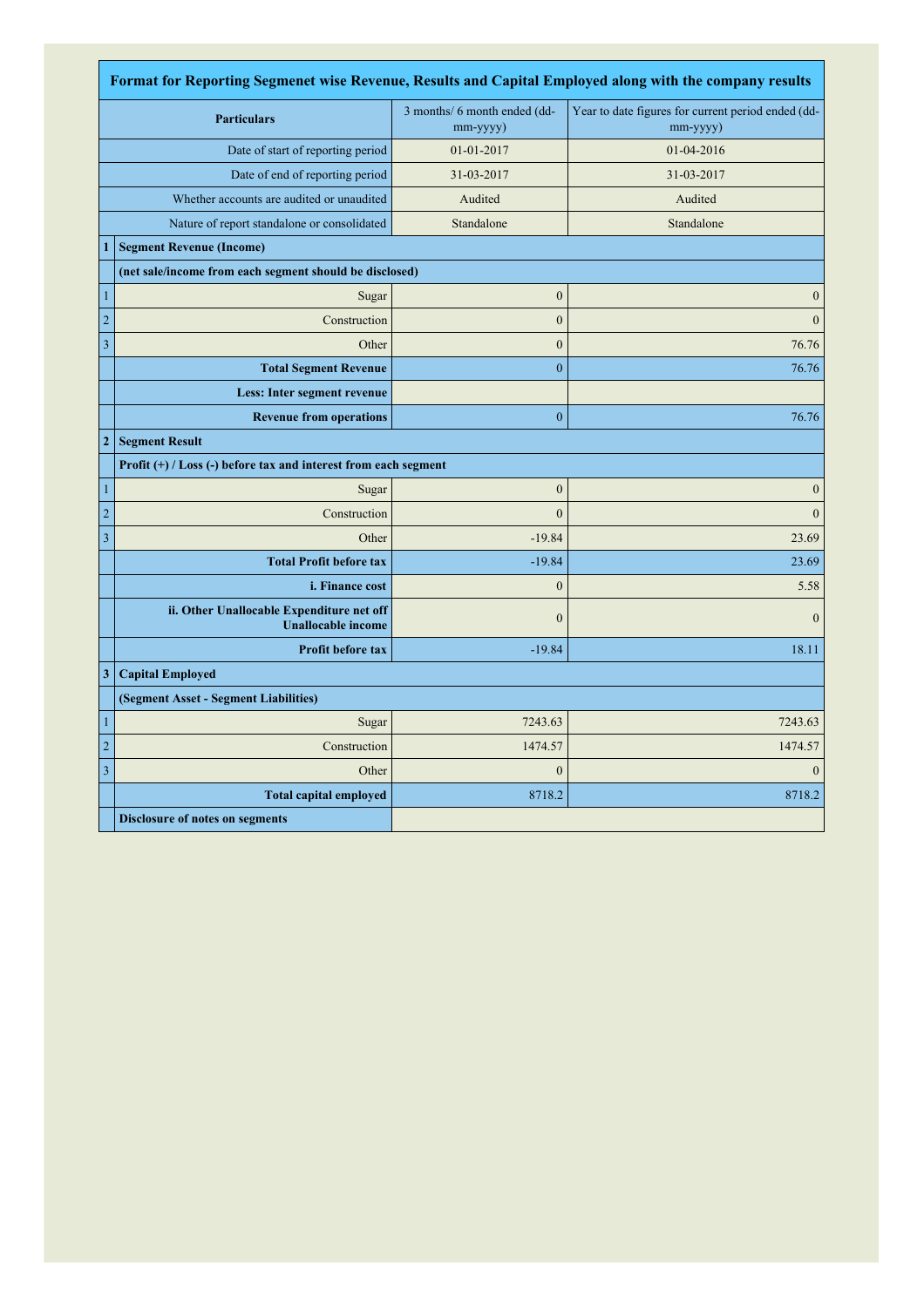# Format for Reporting Segmenet wise Revenue, Results and Capital Employed along with the company results

| | Particulars | 3 months/ 6 month ended (dd-mm-yyyy) | Year to date figures for current period ended (dd-mm-yyyy) |
|---|---|---|---|
| | Date of start of reporting period | 01-01-2017 | 01-04-2016 |
| | Date of end of reporting period | 31-03-2017 | 31-03-2017 |
| | Whether accounts are audited or unaudited | Audited | Audited |
| | Nature of report standalone or consolidated | Standalone | Standalone |
| **1** | **Segment Revenue (Income)** | | |
| | **(net sale/income from each segment should be disclosed)** | | |
| 1 | Sugar | 0 | 0 |
| 2 | Construction | 0 | 0 |
| 3 | Other | 0 | 76.76 |
| | **Total Segment Revenue** | 0 | 76.76 |
| | **Less: Inter segment revenue** | | |
| | **Revenue from operations** | 0 | 76.76 |
| **2** | **Segment Result** | | |
| | **Profit (+) / Loss (-) before tax and interest from each segment** | | |
| 1 | Sugar | 0 | 0 |
| 2 | Construction | 0 | 0 |
| 3 | Other | -19.84 | 23.69 |
| | **Total Profit before tax** | -19.84 | 23.69 |
| | **i. Finance cost** | 0 | 5.58 |
| | **ii. Other Unallocable Expenditure net off Unallocable income** | 0 | 0 |
| | **Profit before tax** | -19.84 | 18.11 |
| **3** | **Capital Employed** | | |
| | **(Segment Asset - Segment Liabilities)** | | |
| 1 | Sugar | 7243.63 | 7243.63 |
| 2 | Construction | 1474.57 | 1474.57 |
| 3 | Other | 0 | 0 |
| | **Total capital employed** | 8718.2 | 8718.2 |
| | **Disclosure of notes on segments** | | |